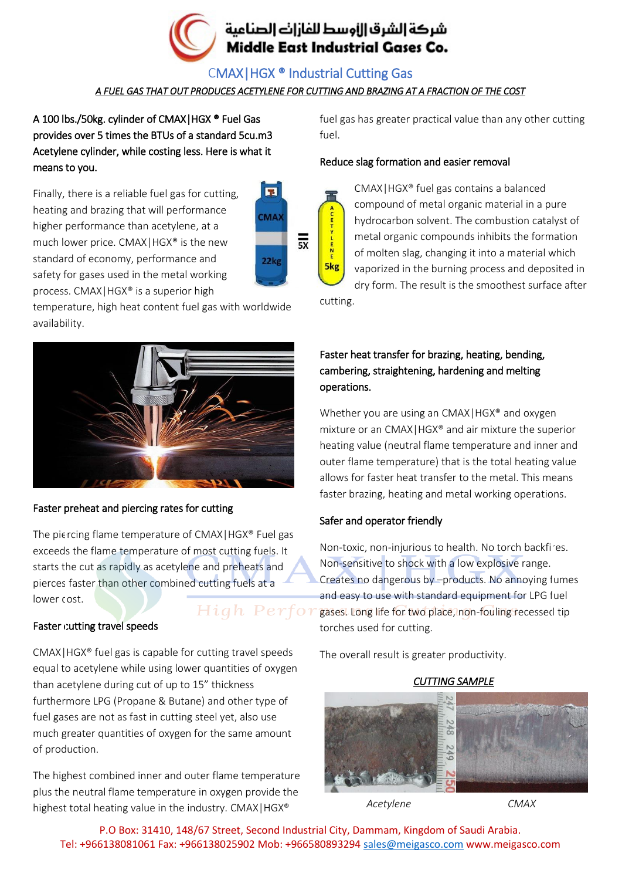شركة الشرق الأوسط للغازات الصناعية

**Middle East Industrial Gases Co.**

# CMAX|HGX ® Industrial Cutting Gas

*A FUEL GAS THAT OUT PRODUCES ACETYLENE FOR CUTTING AND BRAZING AT A FRACTION OF THE COST*

## A 100 lbs./50kg. cylinder of CMAX|HGX ® Fuel Gas provides over 5 times the BTUs of a standard 5cu.m3 Acetylene cylinder, while costing less. Here is what it means to you.

Finally, there is a reliable fuel gas for cutting, heating and brazing that will performance higher performance than acetylene, at a much lower price. CMAX|HGX® is the new standard of economy, performance and safety for gases used in the metal working process. CMAX|HGX® is a superior high temperature, high heat content fuel gas with worldwide availability.

CMAX 22kg ≡ 5X ACETYLENE 5kg

### Faster preheat and piercing rates for cutting

The piercing flame temperature of CMAX|HGX® Fuel gas exceeds the flame temperature of most cutting fuels. It starts the cut as rapidly as acetylene and preheats and pierces faster than other combined cutting fuels at a lower cost.

### Faster cutting travel speeds

CMAX|HGX® fuel gas is capable for cutting travel speeds equal to acetylene while using lower quantities of oxygen than acetylene during cut of up to 15" thickness furthermore LPG (Propane & Butane) and other type of fuel gases are not as fast in cutting steel yet, also use much greater quantities of oxygen for the same amount of production.

The highest combined inner and outer flame temperature plus the neutral flame temperature in oxygen provide the highest total heating value in the industry. CMAX|HGX® fuel gas has greater practical value than any other cutting fuel.

### Reduce slag formation and easier removal

CMAX|HGX® fuel gas contains a balanced compound of metal organic material in a pure hydrocarbon solvent. The combustion catalyst of metal organic compounds inhibits the formation of molten slag, changing it into a material which vaporized in the burning process and deposited in dry form. The result is the smoothest surface after cutting.

### Faster heat transfer for brazing, heating, bending, cambering, straightening, hardening and melting operations.

Whether you are using an CMAX|HGX® and oxygen mixture or an CMAX|HGX® and air mixture the superior heating value (neutral flame temperature and inner and outer flame temperature) that is the total heating value allows for faster heat transfer to the metal. This means faster brazing, heating and metal working operations.

### Safer and operator friendly

Non-toxic, non-injurious to health. No torch backfires. Non-sensitive to shock with a low explosive range. Creates no dangerous by –products. No annoying fumes and easy to use with standard equipment for LPG fuel gases. Long life for two place, non-fouling recessed tip torches used for cutting.

The overall result is greater productivity.

*CUTTING SAMPLE*

*Acetylene* *CMAX*

P.O Box: 31410, 148/67 Street, Second Industrial City, Dammam, Kingdom of Saudi Arabia.
Tel: +966138081061 Fax: +966138025902 Mob: +966580893294 sales@meigasco.com www.meigasco.com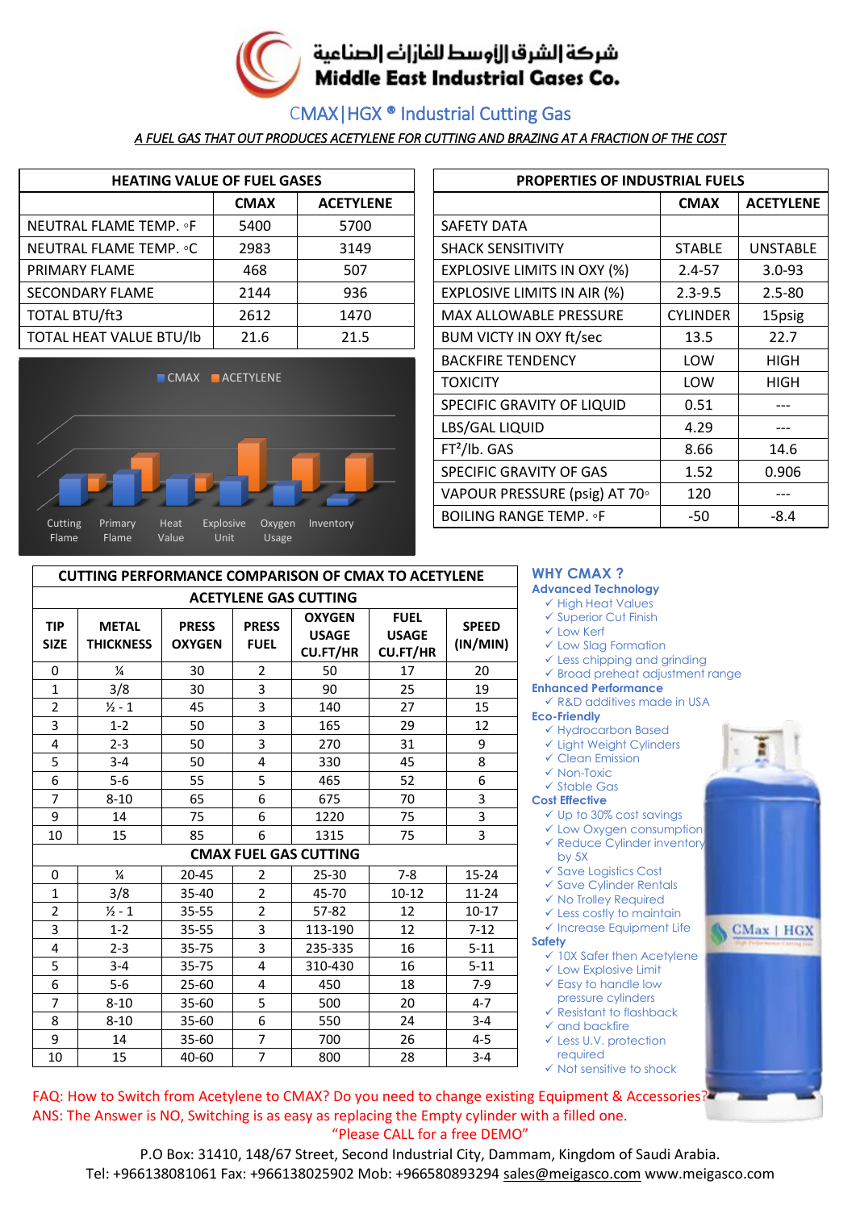# شركة الشرق الأوسط للغازات الصناعية
# Middle East Industrial Gases Co.

## CMAX|HGX ® Industrial Cutting Gas

*A FUEL GAS THAT OUT PRODUCES ACETYLENE FOR CUTTING AND BRAZING AT A FRACTION OF THE COST*

| HEATING VALUE OF FUEL GASES | CMAX | ACETYLENE |
|---|---|---|
| NEUTRAL FLAME TEMP. ◦F | 5400 | 5700 |
| NEUTRAL FLAME TEMP. ◦C | 2983 | 3149 |
| PRIMARY FLAME | 468 | 507 |
| SECONDARY FLAME | 2144 | 936 |
| TOTAL BTU/ft3 | 2612 | 1470 |
| TOTAL HEAT VALUE BTU/lb | 21.6 | 21.5 |

CMAX ACETYLENE

Cutting Flame
Primary Flame
Heat Value
Explosive Unit
Oxygen Usage
Inventory

| PROPERTIES OF INDUSTRIAL FUELS | CMAX | ACETYLENE |
|---|---|---|
| SAFETY DATA | | |
| SHACK SENSITIVITY | STABLE | UNSTABLE |
| EXPLOSIVE LIMITS IN OXY (%) | 2.4-57 | 3.0-93 |
| EXPLOSIVE LIMITS IN AIR (%) | 2.3-9.5 | 2.5-80 |
| MAX ALLOWABLE PRESSURE | CYLINDER | 15psig |
| BUM VICTY IN OXY ft/sec | 13.5 | 22.7 |
| BACKFIRE TENDENCY | LOW | HIGH |
| TOXICITY | LOW | HIGH |
| SPECIFIC GRAVITY OF LIQUID | 0.51 | --- |
| LBS/GAL LIQUID | 4.29 | --- |
| $FT^2$/lb. GAS | 8.66 | 14.6 |
| SPECIFIC GRAVITY OF GAS | 1.52 | 0.906 |
| VAPOUR PRESSURE (psig) AT 70◦ | 120 | --- |
| BOILING RANGE TEMP. ◦F | -50 | -8.4 |

**CUTTING PERFORMANCE COMPARISON OF CMAX TO ACETYLENE**

| TIP SIZE | METAL THICKNESS | PRESS OXYGEN | PRESS FUEL | OXYGEN USAGE CU.FT/HR | FUEL USAGE CU.FT/HR | SPEED (IN/MIN) |
|---|---|---|---|---|---|---|
| **ACETYLENE GAS CUTTING** | | | | | | |
| 0 | ¼ | 30 | 2 | 50 | 17 | 20 |
| 1 | 3/8 | 30 | 3 | 90 | 25 | 19 |
| 2 | ½ - 1 | 45 | 3 | 140 | 27 | 15 |
| 3 | 1-2 | 50 | 3 | 165 | 29 | 12 |
| 4 | 2-3 | 50 | 3 | 270 | 31 | 9 |
| 5 | 3-4 | 50 | 4 | 330 | 45 | 8 |
| 6 | 5-6 | 55 | 5 | 465 | 52 | 6 |
| 7 | 8-10 | 65 | 6 | 675 | 70 | 3 |
| 9 | 14 | 75 | 6 | 1220 | 75 | 3 |
| 10 | 15 | 85 | 6 | 1315 | 75 | 3 |
| **CMAX FUEL GAS CUTTING** | | | | | | |
| 0 | ¼ | 20-45 | 2 | 25-30 | 7-8 | 15-24 |
| 1 | 3/8 | 35-40 | 2 | 45-70 | 10-12 | 11-24 |
| 2 | ½ - 1 | 35-55 | 2 | 57-82 | 12 | 10-17 |
| 3 | 1-2 | 35-55 | 2 | 113-190 | 12 | 7-12 |
| 4 | 2-3 | 35-75 | 3 | 235-335 | 16 | 5-11 |
| 5 | 3-4 | 35-75 | 4 | 310-430 | 16 | 5-11 |
| 6 | 5-6 | 25-60 | 4 | 450 | 18 | 7-9 |
| 7 | 8-10 | 35-60 | 5 | 500 | 20 | 4-7 |
| 8 | 8-10 | 35-60 | 6 | 550 | 24 | 3-4 |
| 9 | 14 | 35-60 | 7 | 700 | 26 | 4-5 |
| 10 | 15 | 40-60 | 7 | 800 | 28 | 3-4 |

## WHY CMAX ?

**Advanced Technology**
- ✓ High Heat Values
- ✓ Superior Cut Finish
- ✓ Low Kerf
- ✓ Low Slag Formation
- ✓ Less chipping and grinding
- ✓ Broad preheat adjustment range

**Enhanced Performance**
- ✓ R&D additives made in USA

**Eco-Friendly**
- ✓ Hydrocarbon Based
- ✓ Light Weight Cylinders
- ✓ Clean Emission
- ✓ Non-Toxic
- ✓ Stable Gas

**Cost Effective**
- ✓ Up to 30% cost savings
- ✓ Low Oxygen consumption
- ✓ Reduce Cylinder inventory by 5X
- ✓ Save Logistics Cost
- ✓ Save Cylinder Rentals
- ✓ No Trolley Required
- ✓ Less costly to maintain
- ✓ Increase Equipment Life

**Safety**
- ✓ 10X Safer then Acetylene
- ✓ Low Explosive Limit
- ✓ Easy to handle low pressure cylinders
- ✓ Resistant to flashback
- ✓ and backfire
- ✓ Less U.V. protection required
- ✓ Not sensitive to shock

FAQ: How to Switch from Acetylene to CMAX? Do you need to change existing Equipment & Accessories?
ANS: The Answer is NO, Switching is as easy as replacing the Empty cylinder with a filled one.
"Please CALL for a free DEMO"

P.O Box: 31410, 148/67 Street, Second Industrial City, Dammam, Kingdom of Saudi Arabia.
Tel: +966138081061 Fax: +966138025902 Mob: +966580893294 sales@meigasco.com www.meigasco.com